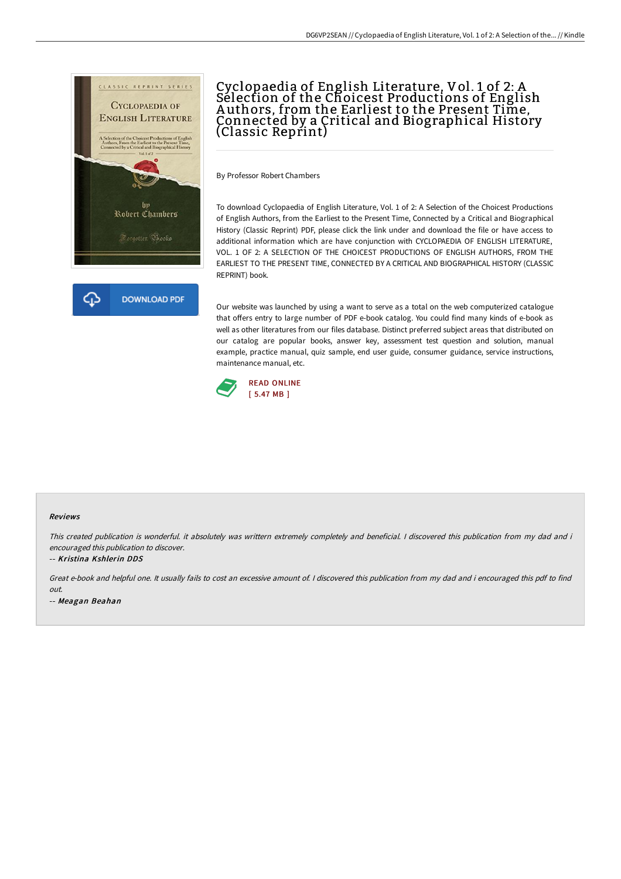# Cyclopaedia of English Literature, Vol. 1 of 2: A Selection of the Choicest Productions of English Authors, from the Earliest to the Present Time, Connected by a Critical and Biographical History (Classic Reprint)

By Professor Robert Chambers

To download Cyclopaedia of English Literature, Vol. 1 of 2: A Selection of the Choicest Productions of English Authors, from the Earliest to the Present Time, Connected by a Critical and Biographical History (Classic Reprint) PDF, please click the link under and download the file or have access to additional information which are have conjunction with CYCLOPAEDIA OF ENGLISH LITERATURE, VOL. 1 OF 2: A SELECTION OF THE CHOICEST PRODUCTIONS OF ENGLISH AUTHORS, FROM THE EARLIEST TO THE PRESENT TIME, CONNECTED BY A CRITICAL AND BIOGRAPHICAL HISTORY (CLASSIC REPRINT) book.

Our website was launched by using a want to serve as a total on the web computerized catalogue that offers entry to large number of PDF e-book catalog. You could find many kinds of e-book as well as other literatures from our files database. Distinct preferred subject areas that distributed on our catalog are popular books, answer key, assessment test question and solution, manual example, practice manual, quiz sample, end user guide, consumer guidance, service instructions, maintenance manual, etc.

READ ONLINE
[ 5.47 MB ]

### Reviews

*This created publication is wonderful. it absolutely was written extremely completely and beneficial. I discovered this publication from my dad and i encouraged this publication to discover.*

-- *Kristina Kshlerin DDS*

*Great e-book and helpful one. It usually fails to cost an excessive amount of. I discovered this publication from my dad and i encouraged this pdf to find out.*

-- *Meagan Beahan*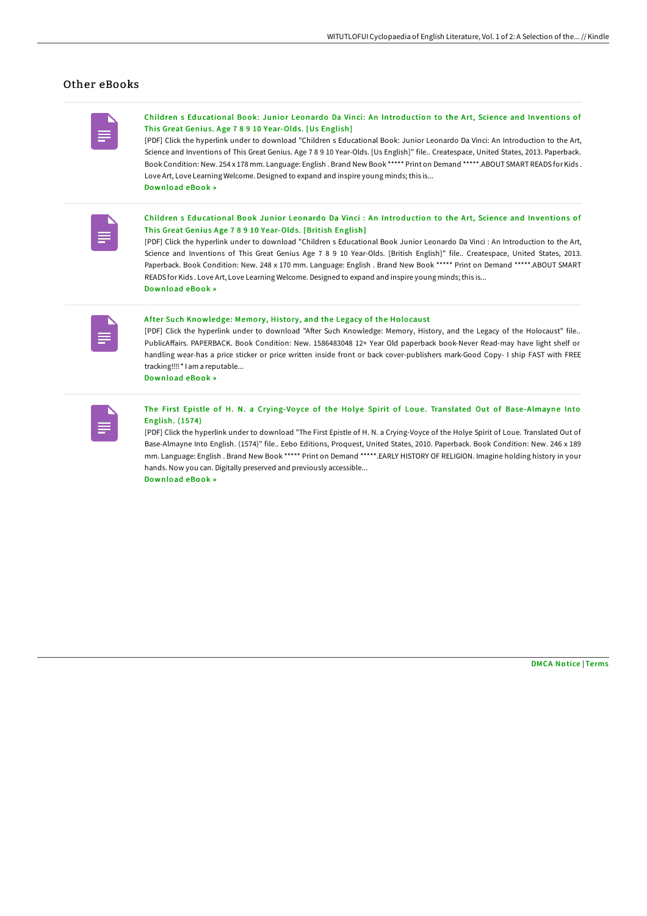## Other eBooks

### Children s Educational Book: Junior Leonardo Da Vinci: An Introduction to the Art, Science and Inventions of This Great Genius. Age 7 8 9 10 Year-Olds. [Us English]

[PDF] Click the hyperlink under to download "Children s Educational Book: Junior Leonardo Da Vinci: An Introduction to the Art, Science and Inventions of This Great Genius. Age 7 8 9 10 Year-Olds. [Us English]" file.. Createspace, United States, 2013. Paperback. Book Condition: New. 254 x 178 mm. Language: English . Brand New Book ***** Print on Demand *****.ABOUT SMART READS for Kids . Love Art, Love Learning Welcome. Designed to expand and inspire young minds; this is...

Download eBook »

### Children s Educational Book Junior Leonardo Da Vinci : An Introduction to the Art, Science and Inventions of This Great Genius Age 7 8 9 10 Year-Olds. [British English]

[PDF] Click the hyperlink under to download "Children s Educational Book Junior Leonardo Da Vinci : An Introduction to the Art, Science and Inventions of This Great Genius Age 7 8 9 10 Year-Olds. [British English]" file.. Createspace, United States, 2013. Paperback. Book Condition: New. 248 x 170 mm. Language: English . Brand New Book ***** Print on Demand *****.ABOUT SMART READS for Kids . Love Art, Love Learning Welcome. Designed to expand and inspire young minds; this is...

Download eBook »

### After Such Knowledge: Memory, History, and the Legacy of the Holocaust

[PDF] Click the hyperlink under to download "After Such Knowledge: Memory, History, and the Legacy of the Holocaust" file.. PublicAffairs. PAPERBACK. Book Condition: New. 1586483048 12+ Year Old paperback book-Never Read-may have light shelf or handling wear-has a price sticker or price written inside front or back cover-publishers mark-Good Copy- I ship FAST with FREE tracking!!!! * I am a reputable...

Download eBook »

### The First Epistle of H. N. a Crying-Voyce of the Holye Spirit of Loue. Translated Out of Base-Almayne Into English. (1574)

[PDF] Click the hyperlink under to download "The First Epistle of H. N. a Crying-Voyce of the Holye Spirit of Loue. Translated Out of Base-Almayne Into English. (1574)" file.. Eebo Editions, Proquest, United States, 2010. Paperback. Book Condition: New. 246 x 189 mm. Language: English . Brand New Book ***** Print on Demand *****.EARLY HISTORY OF RELIGION. Imagine holding history in your hands. Now you can. Digitally preserved and previously accessible...

Download eBook »